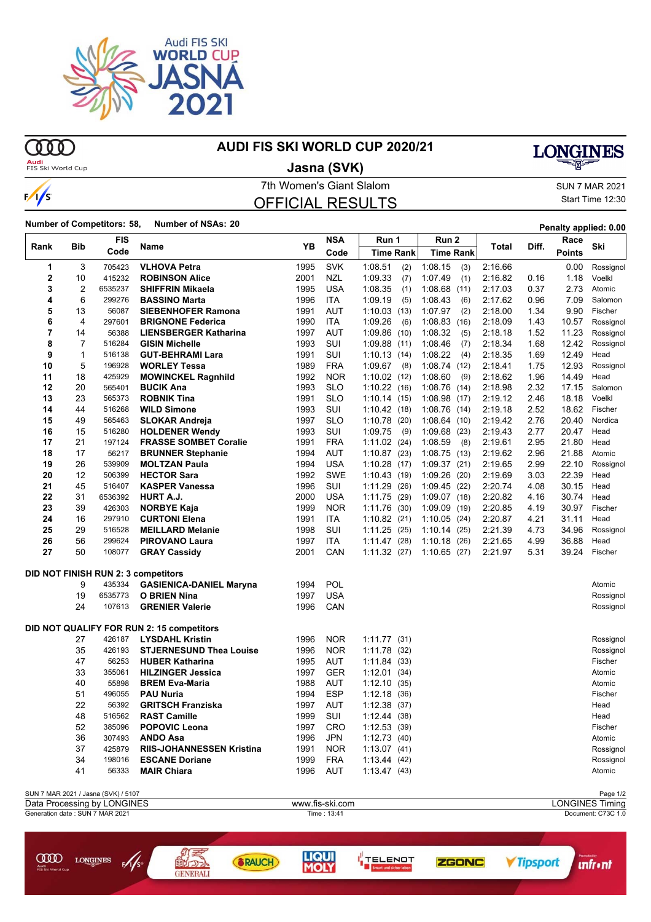# AUDI FIS SKI WORLD CUP 2020/21

## Jasna (SVK)

7th Women's Giant Slalom

SUN 7 MAR 2021

Start Time 12:30

## OFFICIAL RESULTS

**Number of Competitors: 58, Number of NSAs: 20**

Penalty applied: 0.00

| Rank | Bib | FIS Code | Name | YB | NSA Code | Run 1 Time | Run 1 Rank | Run 2 Time | Run 2 Rank | Total | Diff. | Race Points | Ski |
|---|---|---|---|---|---|---|---|---|---|---|---|---|---|
| 1 | 3 | 705423 | **VLHOVA Petra** | 1995 | SVK | 1:08.51 | (2) | 1:08.15 | (3) | 2:16.66 | | 0.00 | Rossignol |
| 2 | 10 | 415232 | **ROBINSON Alice** | 2001 | NZL | 1:09.33 | (7) | 1:07.49 | (1) | 2:16.82 | 0.16 | 1.18 | Voelkl |
| 3 | 2 | 6535237 | **SHIFFRIN Mikaela** | 1995 | USA | 1:08.35 | (1) | 1:08.68 | (11) | 2:17.03 | 0.37 | 2.73 | Atomic |
| 4 | 6 | 299276 | **BASSINO Marta** | 1996 | ITA | 1:09.19 | (5) | 1:08.43 | (6) | 2:17.62 | 0.96 | 7.09 | Salomon |
| 5 | 13 | 56087 | **SIEBENHOFER Ramona** | 1991 | AUT | 1:10.03 | (13) | 1:07.97 | (2) | 2:18.00 | 1.34 | 9.90 | Fischer |
| 6 | 4 | 297601 | **BRIGNONE Federica** | 1990 | ITA | 1:09.26 | (6) | 1:08.83 | (16) | 2:18.09 | 1.43 | 10.57 | Rossignol |
| 7 | 14 | 56388 | **LIENSBERGER Katharina** | 1997 | AUT | 1:09.86 | (10) | 1:08.32 | (5) | 2:18.18 | 1.52 | 11.23 | Rossignol |
| 8 | 7 | 516284 | **GISIN Michelle** | 1993 | SUI | 1:09.88 | (11) | 1:08.46 | (7) | 2:18.34 | 1.68 | 12.42 | Rossignol |
| 9 | 1 | 516138 | **GUT-BEHRAMI Lara** | 1991 | SUI | 1:10.13 | (14) | 1:08.22 | (4) | 2:18.35 | 1.69 | 12.49 | Head |
| 10 | 5 | 196928 | **WORLEY Tessa** | 1989 | FRA | 1:09.67 | (8) | 1:08.74 | (12) | 2:18.41 | 1.75 | 12.93 | Rossignol |
| 11 | 18 | 425929 | **MOWINCKEL Ragnhild** | 1992 | NOR | 1:10.02 | (12) | 1:08.60 | (9) | 2:18.62 | 1.96 | 14.49 | Head |
| 12 | 20 | 565401 | **BUCIK Ana** | 1993 | SLO | 1:10.22 | (16) | 1:08.76 | (14) | 2:18.98 | 2.32 | 17.15 | Salomon |
| 13 | 23 | 565373 | **ROBNIK Tina** | 1991 | SLO | 1:10.14 | (15) | 1:08.98 | (17) | 2:19.12 | 2.46 | 18.18 | Voelkl |
| 14 | 44 | 516268 | **WILD Simone** | 1993 | SUI | 1:10.42 | (18) | 1:08.76 | (14) | 2:19.18 | 2.52 | 18.62 | Fischer |
| 15 | 49 | 565463 | **SLOKAR Andreja** | 1997 | SLO | 1:10.78 | (20) | 1:08.64 | (10) | 2:19.42 | 2.76 | 20.40 | Nordica |
| 16 | 15 | 516280 | **HOLDENER Wendy** | 1993 | SUI | 1:09.75 | (9) | 1:09.68 | (23) | 2:19.43 | 2.77 | 20.47 | Head |
| 17 | 21 | 197124 | **FRASSE SOMBET Coralie** | 1991 | FRA | 1:11.02 | (24) | 1:08.59 | (8) | 2:19.61 | 2.95 | 21.80 | Head |
| 18 | 17 | 56217 | **BRUNNER Stephanie** | 1994 | AUT | 1:10.87 | (23) | 1:08.75 | (13) | 2:19.62 | 2.96 | 21.88 | Atomic |
| 19 | 26 | 539909 | **MOLTZAN Paula** | 1994 | USA | 1:10.28 | (17) | 1:09.37 | (21) | 2:19.65 | 2.99 | 22.10 | Rossignol |
| 20 | 12 | 506399 | **HECTOR Sara** | 1992 | SWE | 1:10.43 | (19) | 1:09.26 | (20) | 2:19.69 | 3.03 | 22.39 | Head |
| 21 | 45 | 516407 | **KASPER Vanessa** | 1996 | SUI | 1:11.29 | (26) | 1:09.45 | (22) | 2:20.74 | 4.08 | 30.15 | Head |
| 22 | 31 | 6536392 | **HURT A.J.** | 2000 | USA | 1:11.75 | (29) | 1:09.07 | (18) | 2:20.82 | 4.16 | 30.74 | Head |
| 23 | 39 | 426303 | **NORBYE Kaja** | 1999 | NOR | 1:11.76 | (30) | 1:09.09 | (19) | 2:20.85 | 4.19 | 30.97 | Fischer |
| 24 | 16 | 297910 | **CURTONI Elena** | 1991 | ITA | 1:10.82 | (21) | 1:10.05 | (24) | 2:20.87 | 4.21 | 31.11 | Head |
| 25 | 29 | 516528 | **MEILLARD Melanie** | 1998 | SUI | 1:11.25 | (25) | 1:10.14 | (25) | 2:21.39 | 4.73 | 34.96 | Rossignol |
| 26 | 56 | 299624 | **PIROVANO Laura** | 1997 | ITA | 1:11.47 | (28) | 1:10.18 | (26) | 2:21.65 | 4.99 | 36.88 | Head |
| 27 | 50 | 108077 | **GRAY Cassidy** | 2001 | CAN | 1:11.32 | (27) | 1:10.65 | (27) | 2:21.97 | 5.31 | 39.24 | Fischer |

**DID NOT FINISH RUN 2: 3 competitors**

| Bib | FIS Code | Name | YB | NSA Code | Ski |
|---|---|---|---|---|---|
| 9 | 435334 | **GASIENICA-DANIEL Maryna** | 1994 | POL | Atomic |
| 19 | 6535773 | **O BRIEN Nina** | 1997 | USA | Rossignol |
| 24 | 107613 | **GRENIER Valerie** | 1996 | CAN | Rossignol |

**DID NOT QUALIFY FOR RUN 2: 15 competitors**

| Bib | FIS Code | Name | YB | NSA Code | Run 1 Time | Run 1 Rank | Ski |
|---|---|---|---|---|---|---|---|
| 27 | 426187 | **LYSDAHL Kristin** | 1996 | NOR | 1:11.77 | (31) | Rossignol |
| 35 | 426193 | **STJERNESUND Thea Louise** | 1996 | NOR | 1:11.78 | (32) | Rossignol |
| 47 | 56253 | **HUBER Katharina** | 1995 | AUT | 1:11.84 | (33) | Fischer |
| 33 | 355061 | **HILZINGER Jessica** | 1997 | GER | 1:12.01 | (34) | Atomic |
| 40 | 55898 | **BREM Eva-Maria** | 1988 | AUT | 1:12.10 | (35) | Atomic |
| 51 | 496055 | **PAU Nuria** | 1994 | ESP | 1:12.18 | (36) | Fischer |
| 22 | 56392 | **GRITSCH Franziska** | 1997 | AUT | 1:12.38 | (37) | Head |
| 48 | 516562 | **RAST Camille** | 1999 | SUI | 1:12.44 | (38) | Head |
| 52 | 385096 | **POPOVIC Leona** | 1997 | CRO | 1:12.53 | (39) | Fischer |
| 36 | 307493 | **ANDO Asa** | 1996 | JPN | 1:12.73 | (40) | Atomic |
| 37 | 425879 | **RIIS-JOHANNESSEN Kristina** | 1991 | NOR | 1:13.07 | (41) | Rossignol |
| 34 | 198016 | **ESCANE Doriane** | 1999 | FRA | 1:13.44 | (42) | Rossignol |
| 41 | 56333 | **MAIR Chiara** | 1996 | AUT | 1:13.47 | (43) | Atomic |

SUN 7 MAR 2021 / Jasna (SVK) / 5107

Data Processing by LONGINES — www.fis-ski.com — LONGINES Timing

Generation date : SUN 7 MAR 2021 — Time : 13:41 — Document: C73C 1.0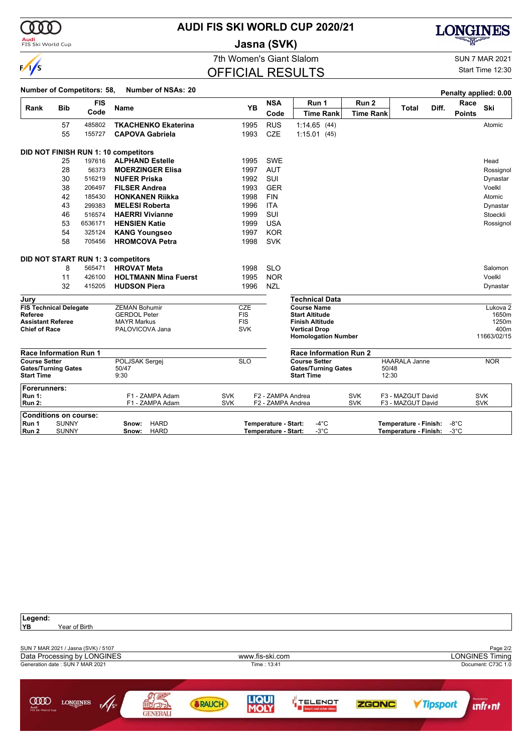# AUDI FIS SKI WORLD CUP 2020/21

## Jasna (SVK)

### 7th Women's Giant Slalom

### OFFICIAL RESULTS

SUN 7 MAR 2021

Start Time 12:30

**Number of Competitors: 58, Number of NSAs: 20**

Penalty applied: 0.00

| Rank | Bib | FIS Code | Name | YB | NSA Code | Run 1 Time | Run 1 Rank | Run 2 Time | Run 2 Rank | Total | Diff. | Race Points | Ski |
|---|---|---|---|---|---|---|---|---|---|---|---|---|---|
| | 57 | 485802 | **TKACHENKO Ekaterina** | 1995 | RUS | 1:14.65 | (44) | | | | | | Atomic |
| | 55 | 155727 | **CAPOVA Gabriela** | 1993 | CZE | 1:15.01 | (45) | | | | | | |
| **DID NOT FINISH RUN 1: 10 competitors** | | | | | | | | | | | | | |
| | 25 | 197616 | **ALPHAND Estelle** | 1995 | SWE | | | | | | | | Head |
| | 28 | 56373 | **MOERZINGER Elisa** | 1997 | AUT | | | | | | | | Rossignol |
| | 30 | 516219 | **NUFER Priska** | 1992 | SUI | | | | | | | | Dynastar |
| | 38 | 206497 | **FILSER Andrea** | 1993 | GER | | | | | | | | Voelkl |
| | 42 | 185430 | **HONKANEN Riikka** | 1998 | FIN | | | | | | | | Atomic |
| | 43 | 299383 | **MELESI Roberta** | 1996 | ITA | | | | | | | | Dynastar |
| | 46 | 516574 | **HAERRI Vivianne** | 1999 | SUI | | | | | | | | Stoeckli |
| | 53 | 6536171 | **HENSIEN Katie** | 1999 | USA | | | | | | | | Rossignol |
| | 54 | 325124 | **KANG Youngseo** | 1997 | KOR | | | | | | | | |
| | 58 | 705456 | **HROMCOVA Petra** | 1998 | SVK | | | | | | | | |
| **DID NOT START RUN 1: 3 competitors** | | | | | | | | | | | | | |
| | 8 | 565471 | **HROVAT Meta** | 1998 | SLO | | | | | | | | Salomon |
| | 11 | 426100 | **HOLTMANN Mina Fuerst** | 1995 | NOR | | | | | | | | Voelkl |
| | 32 | 415205 | **HUDSON Piera** | 1996 | NZL | | | | | | | | Dynastar |

### Jury

| | | |
|---|---|---|
| **FIS Technical Delegate** | ZEMAN Bohumir | CZE |
| **Referee** | GERDOL Peter | FIS |
| **Assistant Referee** | MAYR Markus | FIS |
| **Chief of Race** | PALOVICOVA Jana | SVK |

### Technical Data

| | |
|---|---|
| **Course Name** | Lukova 2 |
| **Start Altitude** | 1650m |
| **Finish Altitude** | 1250m |
| **Vertical Drop** | 400m |
| **Homologation Number** | 11663/02/15 |

### Race Information Run 1

| | | |
|---|---|---|
| **Course Setter** | POLJSAK Sergej | SLO |
| **Gates/Turning Gates** | 50/47 | |
| **Start Time** | 9:30 | |

### Race Information Run 2

| | | |
|---|---|---|
| **Course Setter** | HAARALA Janne | NOR |
| **Gates/Turning Gates** | 50/48 | |
| **Start Time** | 12:30 | |

### Forerunners:

| | | | | | | |
|---|---|---|---|---|---|---|
| **Run 1:** | F1 - ZAMPA Adam | SVK | F2 - ZAMPA Andrea | SVK | F3 - MAZGUT David | SVK |
| **Run 2:** | F1 - ZAMPA Adam | SVK | F2 - ZAMPA Andrea | SVK | F3 - MAZGUT David | SVK |

### Conditions on course:

| | | | | |
|---|---|---|---|---|
| **Run 1** | SUNNY | **Snow:** HARD | **Temperature - Start:** -4°C | **Temperature - Finish:** -8°C |
| **Run 2** | SUNNY | **Snow:** HARD | **Temperature - Start:** -3°C | **Temperature - Finish:** -3°C |

**Legend:**
**YB** Year of Birth

SUN 7 MAR 2021 / Jasna (SVK) / 5107

Data Processing by LONGINES — www.fis-ski.com — LONGINES Timing

Generation date : SUN 7 MAR 2021 — Time : 13:41 — Document: C73C 1.0